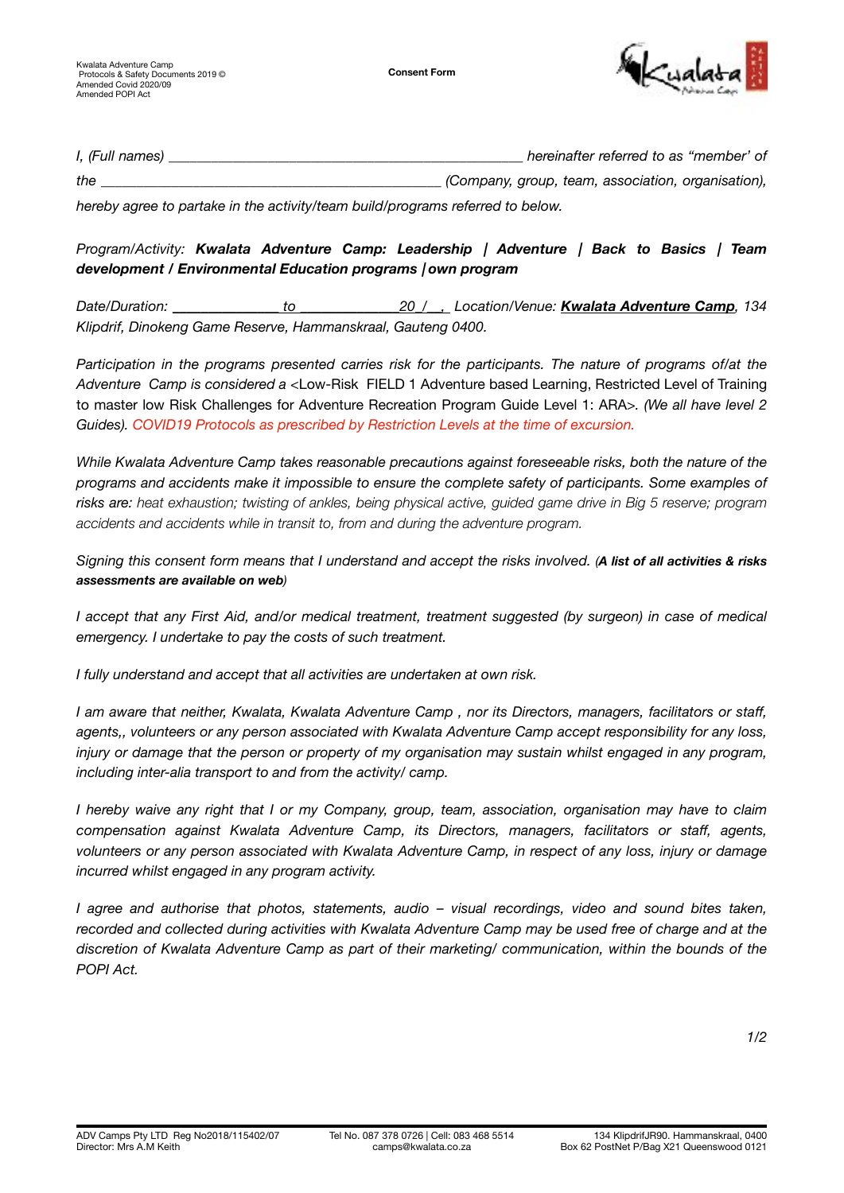Kwalata Adventure Camp
Protocols & Safety Documents 2019 ©
Amended Covid 2020/09
Amended POPI Act

**Consent Form**

*I, (Full names) ________________________________________________ hereinafter referred to as "member' of the ______________________________________________ (Company, group, team, association, organisation), hereby agree to partake in the activity/team build/programs referred to below.*

*Program/Activity:* ***Kwalata Adventure Camp: Leadership | Adventure | Back to Basics | Team development / Environmental Education programs | own program***

*Date/Duration: _______________ to ______________20_/__,_ Location/Venue:* ***Kwalata Adventure Camp****, 134 Klipdrif, Dinokeng Game Reserve, Hammanskraal, Gauteng 0400.*

*Participation in the programs presented carries risk for the participants. The nature of programs of/at the Adventure Camp is considered a* <Low-Risk FIELD 1 Adventure based Learning, Restricted Level of Training to master low Risk Challenges for Adventure Recreation Program Guide Level 1: ARA>. *(We all have level 2 Guides). COVID19 Protocols as prescribed by Restriction Levels at the time of excursion.*

*While Kwalata Adventure Camp takes reasonable precautions against foreseeable risks, both the nature of the programs and accidents make it impossible to ensure the complete safety of participants. Some examples of risks are: heat exhaustion; twisting of ankles, being physical active, guided game drive in Big 5 reserve; program accidents and accidents while in transit to, from and during the adventure program.*

*Signing this consent form means that I understand and accept the risks involved. (****A list of all activities & risks assessments are available on web****)*

*I accept that any First Aid, and/or medical treatment, treatment suggested (by surgeon) in case of medical emergency. I undertake to pay the costs of such treatment.*

*I fully understand and accept that all activities are undertaken at own risk.*

*I am aware that neither, Kwalata, Kwalata Adventure Camp , nor its Directors, managers, facilitators or staff, agents,, volunteers or any person associated with Kwalata Adventure Camp accept responsibility for any loss, injury or damage that the person or property of my organisation may sustain whilst engaged in any program, including inter-alia transport to and from the activity/ camp.*

*I hereby waive any right that I or my Company, group, team, association, organisation may have to claim compensation against Kwalata Adventure Camp, its Directors, managers, facilitators or staff, agents, volunteers or any person associated with Kwalata Adventure Camp, in respect of any loss, injury or damage incurred whilst engaged in any program activity.*

*I agree and authorise that photos, statements, audio – visual recordings, video and sound bites taken, recorded and collected during activities with Kwalata Adventure Camp may be used free of charge and at the discretion of Kwalata Adventure Camp as part of their marketing/ communication, within the bounds of the POPI Act.*

ADV Camps Pty LTD Reg No2018/115402/07
Director: Mrs A.M Keith

Tel No. 087 378 0726 | Cell: 083 468 5514
camps@kwalata.co.za

134 KlipdrifJR90. Hammanskraal, 0400
Box 62 PostNet P/Bag X21 Queenswood 0121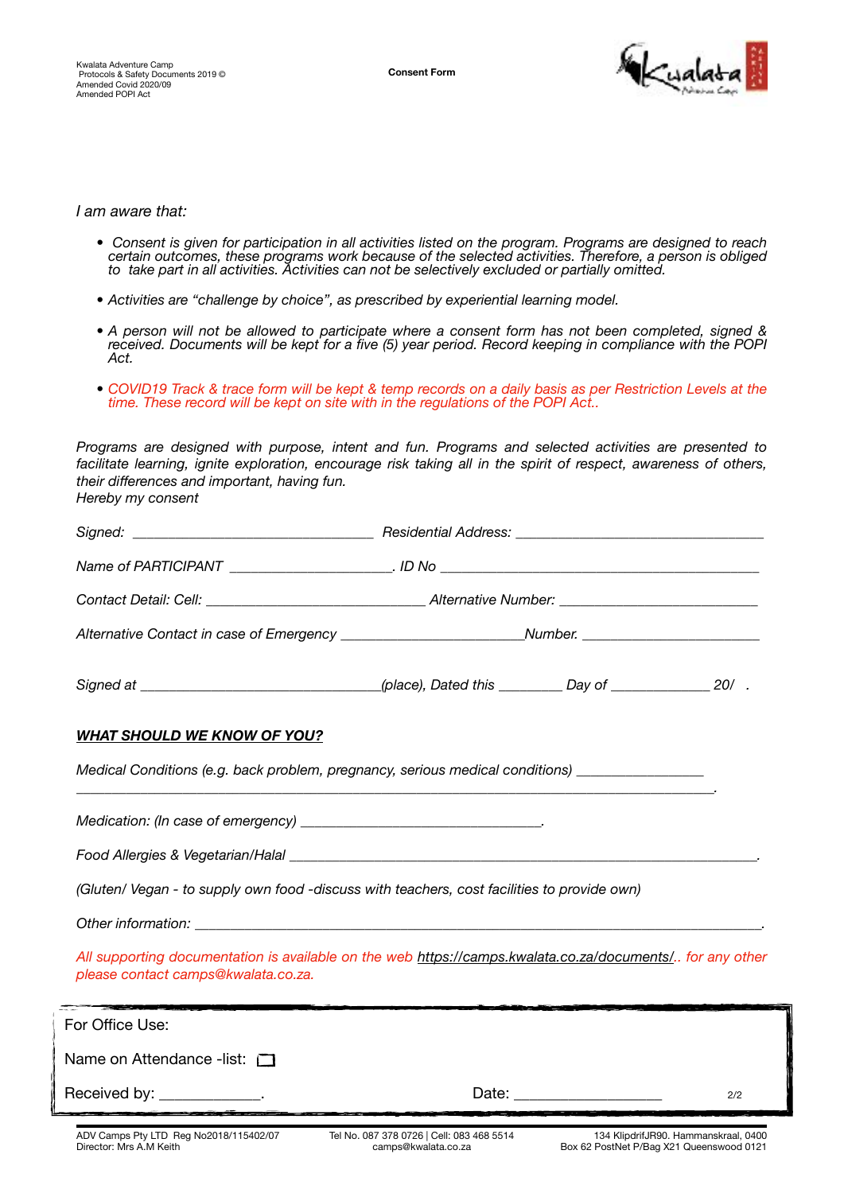*I am aware that:*

- *Consent is given for participation in all activities listed on the program. Programs are designed to reach certain outcomes, these programs work because of the selected activities. Therefore, a person is obliged to take part in all activities. Activities can not be selectively excluded or partially omitted.*
- *Activities are "challenge by choice", as prescribed by experiential learning model.*
- *A person will not be allowed to participate where a consent form has not been completed, signed & received. Documents will be kept for a five (5) year period. Record keeping in compliance with the POPI Act.*
- *COVID19 Track & trace form will be kept & temp records on a daily basis as per Restriction Levels at the time. These record will be kept on site with in the regulations of the POPI Act..*

*Programs are designed with purpose, intent and fun. Programs and selected activities are presented to facilitate learning, ignite exploration, encourage risk taking all in the spirit of respect, awareness of others, their differences and important, having fun.*
*Hereby my consent*

*Signed:* ______________________________ *Residential Address:* ______________________________

*Name of PARTICIPANT* ____________________. *ID No* ________________________________________

*Contact Detail: Cell:* ___________________________ *Alternative Number:* ________________________

*Alternative Contact in case of Emergency* ______________________*Number.* ______________________

*Signed at* ______________________________*(place), Dated this* ________ *Day of* ____________ *20/ .*

***WHAT SHOULD WE KNOW OF YOU?***

*Medical Conditions (e.g. back problem, pregnancy, serious medical conditions)* ________________
________________________________________________________________________________.

*Medication: (In case of emergency)* ______________________________.

*Food Allergies & Vegetarian/Halal* ___________________________________________________________.

*(Gluten/ Vegan - to supply own food -discuss with teachers, cost facilities to provide own)*

*Other information:* ________________________________________________________________________.

*All supporting documentation is available on the web https://camps.kwalata.co.za/documents/.. for any other please contact camps@kwalata.co.za.*

For Office Use:

Name on Attendance -list: ☐

Received by: ____________. Date: _________________

ADV Camps Pty LTD Reg No2018/115402/07
Director: Mrs A.M Keith

Tel No. 087 378 0726 | Cell: 083 468 5514
camps@kwalata.co.za

134 KlipdrifJR90. Hammanskraal, 0400
Box 62 PostNet P/Bag X21 Queenswood 0121